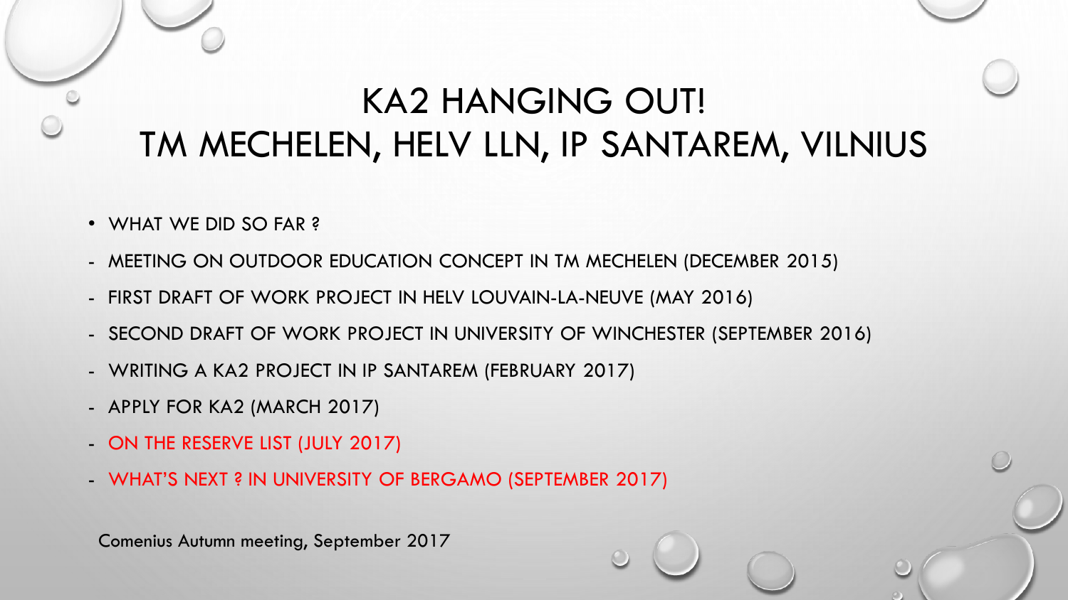# KA2 HANGING OUT!
# TM MECHELEN, HELV LLN, IP SANTAREM, VILNIUS

- WHAT WE DID SO FAR ?

- MEETING ON OUTDOOR EDUCATION CONCEPT IN TM MECHELEN (DECEMBER 2015)
- FIRST DRAFT OF WORK PROJECT IN HELV LOUVAIN-LA-NEUVE (MAY 2016)
- SECOND DRAFT OF WORK PROJECT IN UNIVERSITY OF WINCHESTER (SEPTEMBER 2016)
- WRITING A KA2 PROJECT IN IP SANTAREM (FEBRUARY 2017)
- APPLY FOR KA2 (MARCH 2017)
- ON THE RESERVE LIST (JULY 2017)
- WHAT'S NEXT ? IN UNIVERSITY OF BERGAMO (SEPTEMBER 2017)

Comenius Autumn meeting, September 2017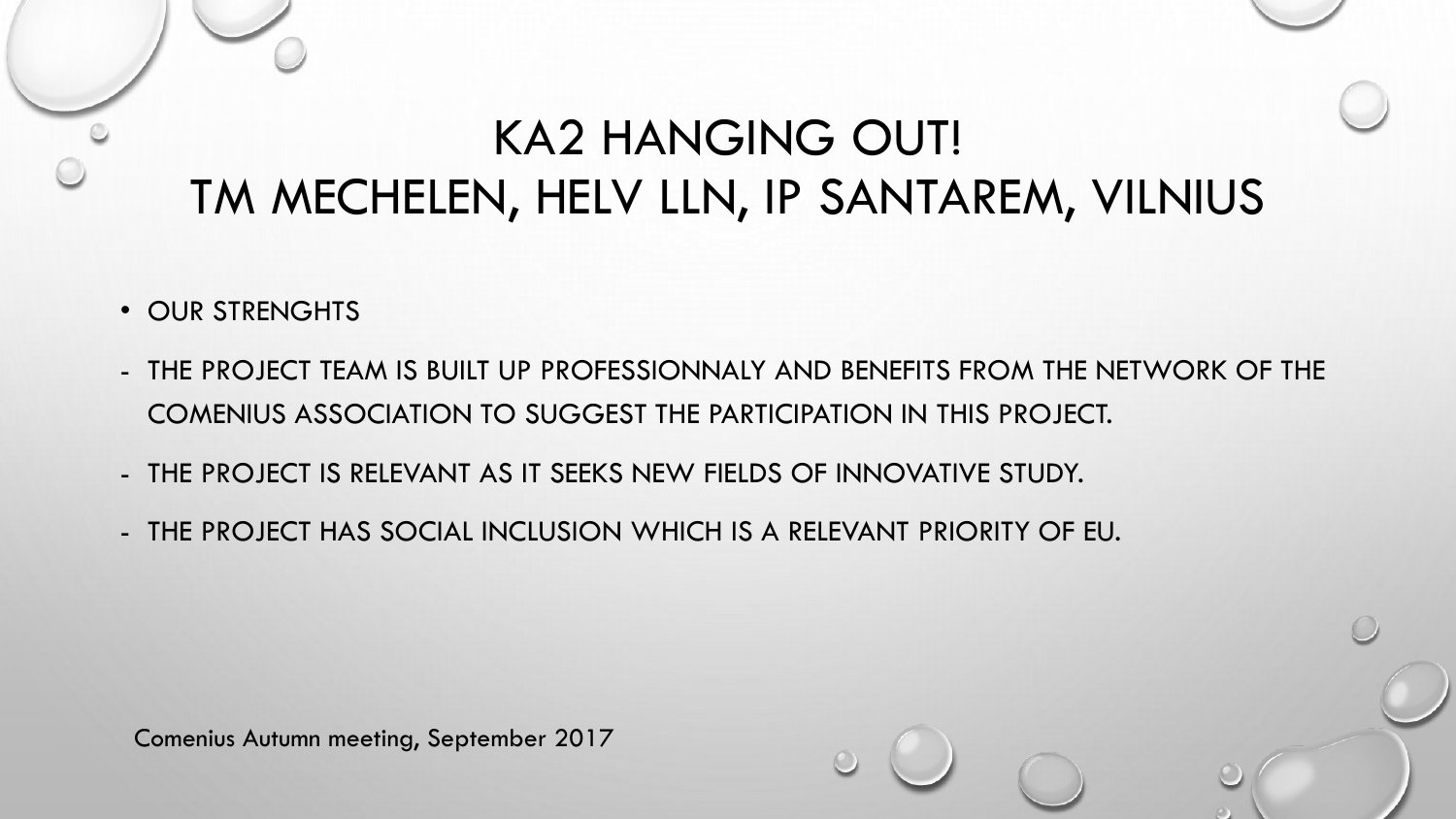# KA2 HANGING OUT!
# TM MECHELEN, HELV LLN, IP SANTAREM, VILNIUS

- OUR STRENGHTS

- THE PROJECT TEAM IS BUILT UP PROFESSIONNALY AND BENEFITS FROM THE NETWORK OF THE COMENIUS ASSOCIATION TO SUGGEST THE PARTICIPATION IN THIS PROJECT.
- THE PROJECT IS RELEVANT AS IT SEEKS NEW FIELDS OF INNOVATIVE STUDY.
- THE PROJECT HAS SOCIAL INCLUSION WHICH IS A RELEVANT PRIORITY OF EU.

Comenius Autumn meeting, September 2017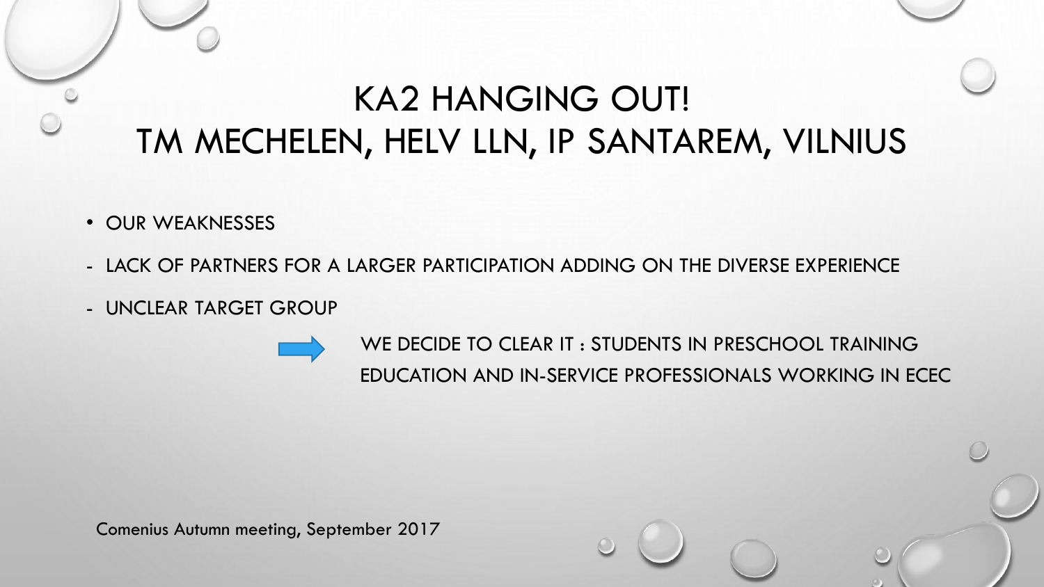# KA2 HANGING OUT!
# TM MECHELEN, HELV LLN, IP SANTAREM, VILNIUS

- OUR WEAKNESSES

- LACK OF PARTNERS FOR A LARGER PARTICIPATION ADDING ON THE DIVERSE EXPERIENCE
- UNCLEAR TARGET GROUP

→ WE DECIDE TO CLEAR IT : STUDENTS IN PRESCHOOL TRAINING EDUCATION AND IN-SERVICE PROFESSIONALS WORKING IN ECEC

Comenius Autumn meeting, September 2017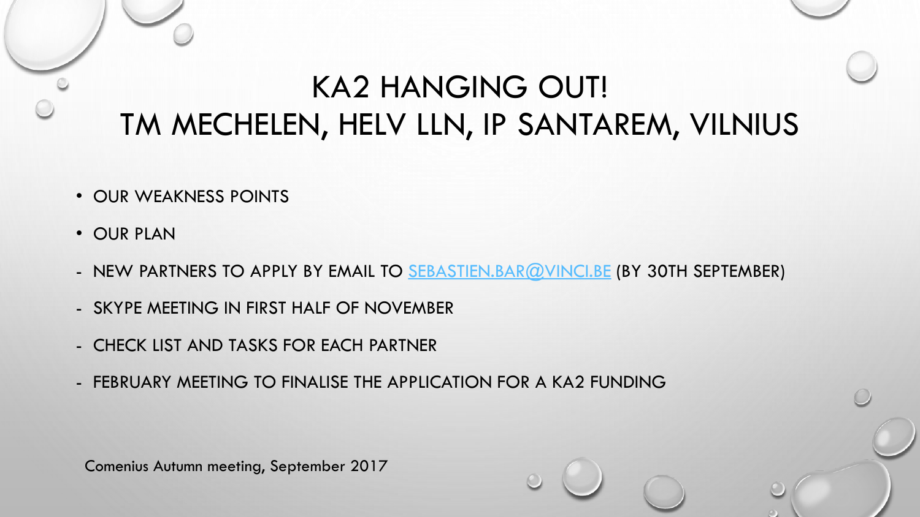# KA2 HANGING OUT! TM MECHELEN, HELV LLN, IP SANTAREM, VILNIUS

- OUR WEAKNESS POINTS
- OUR PLAN

- NEW PARTNERS TO APPLY BY EMAIL TO SEBASTIEN.BAR@VINCI.BE (BY 30TH SEPTEMBER)
- SKYPE MEETING IN FIRST HALF OF NOVEMBER
- CHECK LIST AND TASKS FOR EACH PARTNER
- FEBRUARY MEETING TO FINALISE THE APPLICATION FOR A KA2 FUNDING